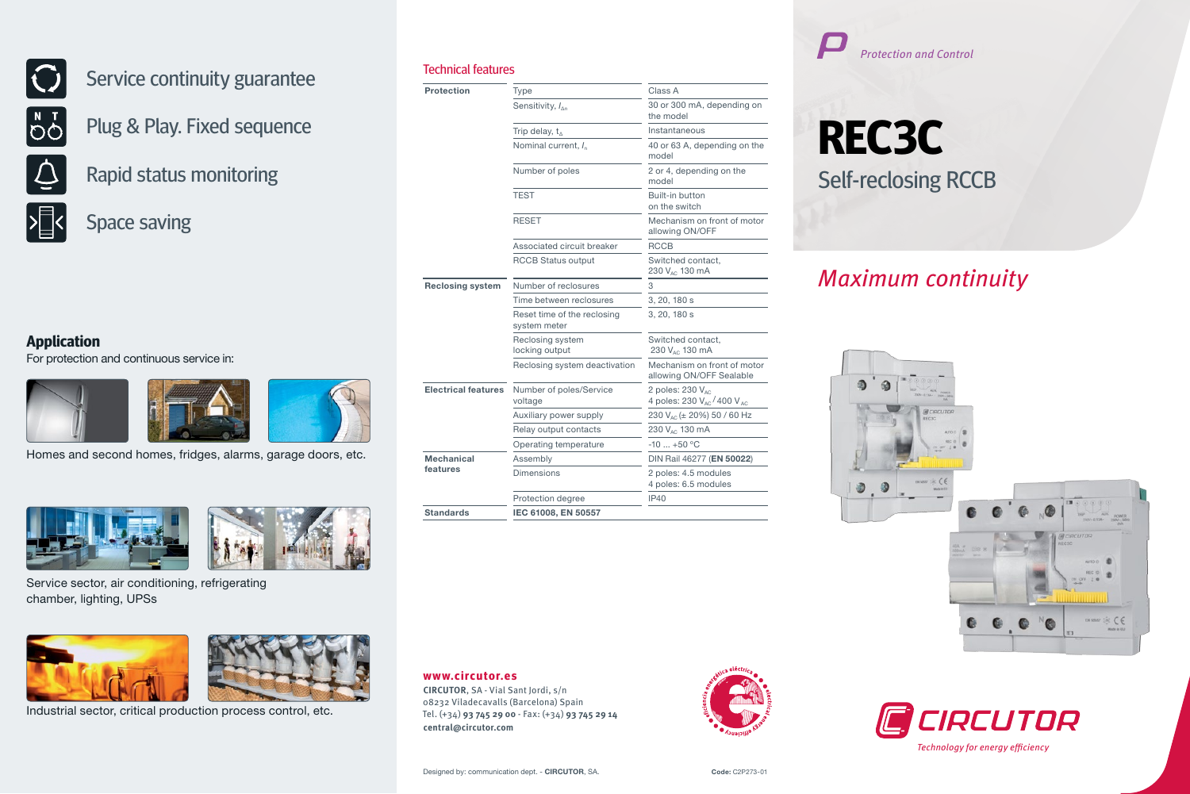# REC3C

## Self-reclosing RCCB

*Protection and Control*

*Maximum continuity*

- Service continuity guarantee
- Plug & Play. Fixed sequence
- Rapid status monitoring
- Space saving

## Application

For protection and continuous service in:

Homes and second homes, fridges, alarms, garage doors, etc.

Service sector, air conditioning, refrigerating chamber, lighting, UPSs

Industrial sector, critical production process control, etc.

## Technical features

| | | |
|---|---|---|
| **Protection** | Type | Class A |
| | Sensitivity, $I_{\Delta n}$ | 30 or 300 mA, depending on the model |
| | Trip delay, $t_{\Delta}$ | Instantaneous |
| | Nominal current, $I_n$ | 40 or 63 A, depending on the model |
| | Number of poles | 2 or 4, depending on the model |
| | TEST | Built-in button on the switch |
| | RESET | Mechanism on front of motor allowing ON/OFF |
| | Associated circuit breaker | RCCB |
| | RCCB Status output | Switched contact, 230 $V_{AC}$ 130 mA |
| **Reclosing system** | Number of reclosures | 3 |
| | Time between reclosures | 3, 20, 180 s |
| | Reset time of the reclosing system meter | 3, 20, 180 s |
| | Reclosing system locking output | Switched contact, 230 $V_{AC}$ 130 mA |
| | Reclosing system deactivation | Mechanism on front of motor allowing ON/OFF Sealable |
| **Electrical features** | Number of poles/Service voltage | 2 poles: 230 $V_{AC}$<br>4 poles: 230 $V_{AC}$ / 400 $V_{AC}$ |
| | Auxiliary power supply | 230 $V_{AC}$ (± 20%) 50 / 60 Hz |
| | Relay output contacts | 230 $V_{AC}$ 130 mA |
| | Operating temperature | -10 ... +50 °C |
| **Mechanical features** | Assembly | DIN Rail 46277 (**EN 50022**) |
| | Dimensions | 2 poles: 4.5 modules<br>4 poles: 6.5 modules |
| | Protection degree | IP40 |
| **Standards** | **IEC 61008, EN 50557** | |

**www.circutor.es**

**CIRCUTOR**, SA - Vial Sant Jordi, s/n
08232 Viladecavalls (Barcelona) Spain
Tel. (+34) **93 745 29 00** - Fax: (+34) **93 745 29 14**
**central@circutor.com**

CIRCUTOR
*Technology for energy efficiency*

Designed by: communication dept. - **CIRCUTOR**, SA.

**Code:** C2P273-01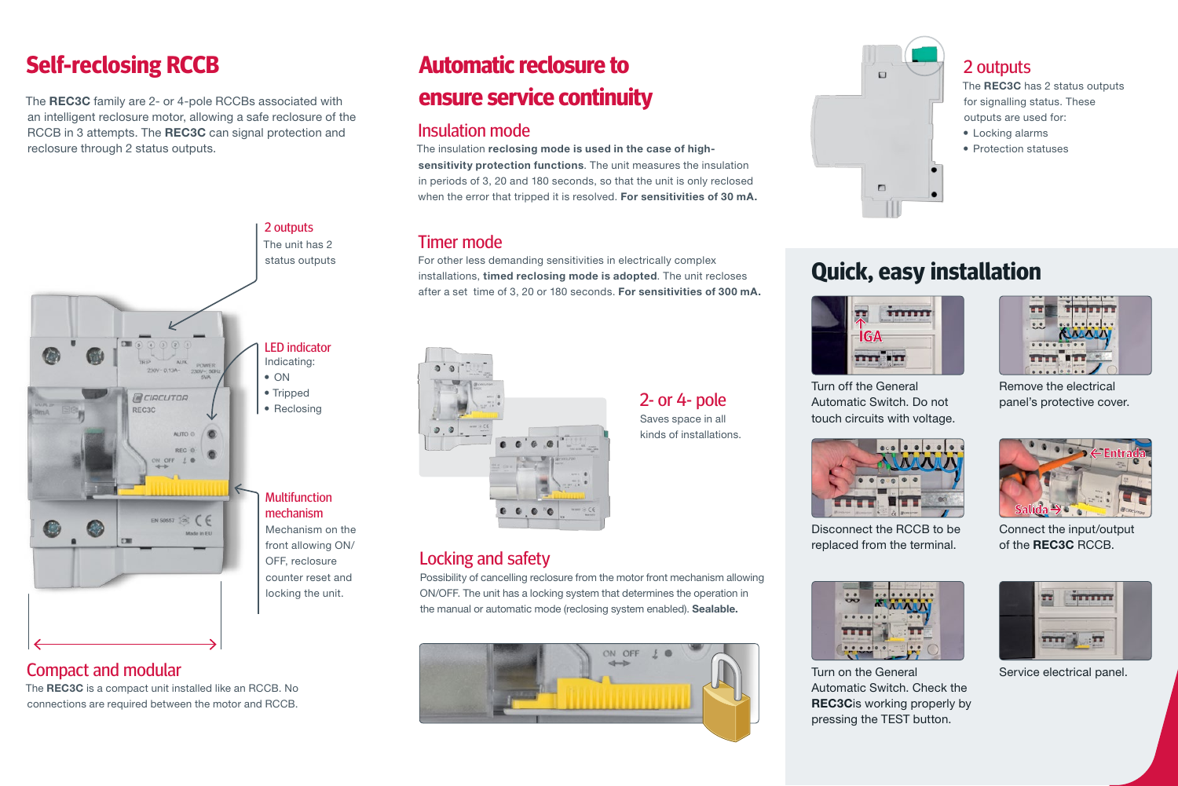# Self-reclosing RCCB

The **REC3C** family are 2- or 4-pole RCCBs associated with an intelligent reclosure motor, allowing a safe reclosure of the RCCB in 3 attempts. The **REC3C** can signal protection and reclosure through 2 status outputs.

### 2 outputs

The unit has 2 status outputs

### LED indicator

Indicating:

- ON
- Tripped
- Reclosing

### Multifunction mechanism

Mechanism on the front allowing ON/OFF, recłosure counter reset and locking the unit.

### Compact and modular

The **REC3C** is a compact unit installed like an RCCB. No connections are required between the motor and RCCB.

# Automatic reclosure to ensure service continuity

## Insulation mode

The insulation **reclosing mode is used in the case of high-sensitivity protection functions**. The unit measures the insulation in periods of 3, 20 and 180 seconds, so that the unit is only reclosed when the error that tripped it is resolved. **For sensitivities of 30 mA.**

## Timer mode

For other less demanding sensitivities in electrically complex installations, **timed reclosing mode is adopted**. The unit recloses after a set time of 3, 20 or 180 seconds. **For sensitivities of 300 mA.**

## 2- or 4- pole

Saves space in all kinds of installations.

## Locking and safety

Possibility of cancelling reclosure from the motor front mechanism allowing ON/OFF. The unit has a locking system that determines the operation in the manual or automatic mode (reclosing system enabled). **Sealable.**

## 2 outputs

The **REC3C** has 2 status outputs for signalling status. These outputs are used for:

- Locking alarms
- Protection statuses

# Quick, easy installation

Turn off the General Automatic Switch. Do not touch circuits with voltage.

Remove the electrical panel's protective cover.

Disconnect the RCCB to be replaced from the terminal.

Connect the input/output of the **REC3C** RCCB.

Turn on the General Automatic Switch. Check the **REC3C**is working properly by pressing the TEST button.

Service electrical panel.